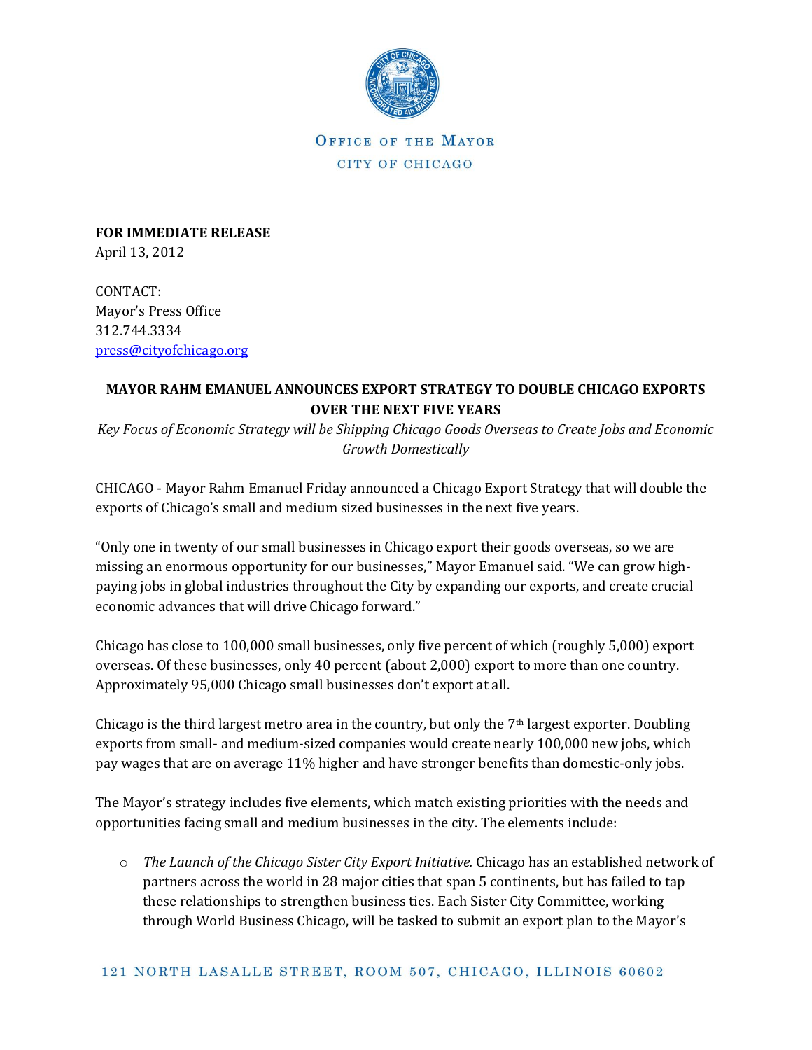Office of the Mayor
City of Chicago

**FOR IMMEDIATE RELEASE**
April 13, 2012

CONTACT:
Mayor's Press Office
312.744.3334
press@cityofchicago.org

**MAYOR RAHM EMANUEL ANNOUNCES EXPORT STRATEGY TO DOUBLE CHICAGO EXPORTS OVER THE NEXT FIVE YEARS**

*Key Focus of Economic Strategy will be Shipping Chicago Goods Overseas to Create Jobs and Economic Growth Domestically*

CHICAGO - Mayor Rahm Emanuel Friday announced a Chicago Export Strategy that will double the exports of Chicago's small and medium sized businesses in the next five years.

"Only one in twenty of our small businesses in Chicago export their goods overseas, so we are missing an enormous opportunity for our businesses," Mayor Emanuel said. "We can grow high-paying jobs in global industries throughout the City by expanding our exports, and create crucial economic advances that will drive Chicago forward."

Chicago has close to 100,000 small businesses, only five percent of which (roughly 5,000) export overseas. Of these businesses, only 40 percent (about 2,000) export to more than one country. Approximately 95,000 Chicago small businesses don't export at all.

Chicago is the third largest metro area in the country, but only the 7th largest exporter. Doubling exports from small- and medium-sized companies would create nearly 100,000 new jobs, which pay wages that are on average 11% higher and have stronger benefits than domestic-only jobs.

The Mayor's strategy includes five elements, which match existing priorities with the needs and opportunities facing small and medium businesses in the city. The elements include:

- *The Launch of the Chicago Sister City Export Initiative.* Chicago has an established network of partners across the world in 28 major cities that span 5 continents, but has failed to tap these relationships to strengthen business ties. Each Sister City Committee, working through World Business Chicago, will be tasked to submit an export plan to the Mayor's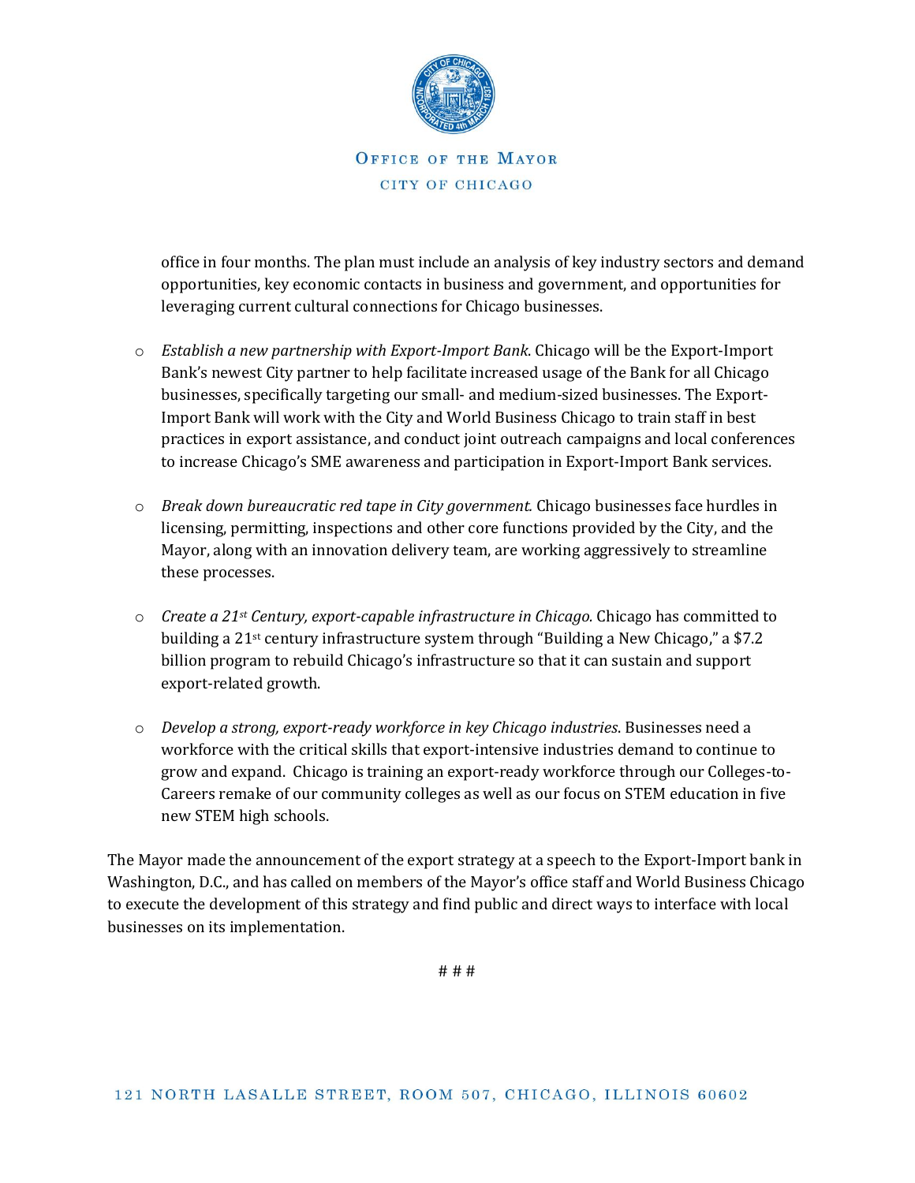office in four months. The plan must include an analysis of key industry sectors and demand opportunities, key economic contacts in business and government, and opportunities for leveraging current cultural connections for Chicago businesses.

- *Establish a new partnership with Export-Import Bank.* Chicago will be the Export-Import Bank's newest City partner to help facilitate increased usage of the Bank for all Chicago businesses, specifically targeting our small- and medium-sized businesses. The Export-Import Bank will work with the City and World Business Chicago to train staff in best practices in export assistance, and conduct joint outreach campaigns and local conferences to increase Chicago's SME awareness and participation in Export-Import Bank services.

- *Break down bureaucratic red tape in City government.* Chicago businesses face hurdles in licensing, permitting, inspections and other core functions provided by the City, and the Mayor, along with an innovation delivery team, are working aggressively to streamline these processes.

- *Create a 21st Century, export-capable infrastructure in Chicago.* Chicago has committed to building a 21st century infrastructure system through "Building a New Chicago," a $7.2 billion program to rebuild Chicago's infrastructure so that it can sustain and support export-related growth.

- *Develop a strong, export-ready workforce in key Chicago industries*. Businesses need a workforce with the critical skills that export-intensive industries demand to continue to grow and expand. Chicago is training an export-ready workforce through our Colleges-to-Careers remake of our community colleges as well as our focus on STEM education in five new STEM high schools.

The Mayor made the announcement of the export strategy at a speech to the Export-Import bank in Washington, D.C., and has called on members of the Mayor's office staff and World Business Chicago to execute the development of this strategy and find public and direct ways to interface with local businesses on its implementation.

# # #